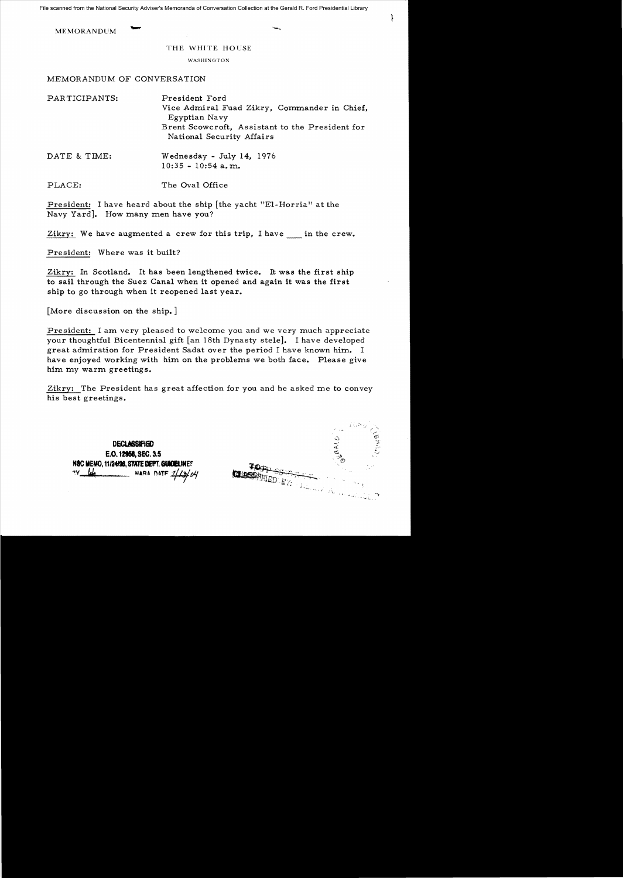MEMORANDUM

THE WHITE HOUSE

WASHINGTON

MEMORANDUM OF CONVERSATION

PARTICIPANTS: President Ford
Vice Admiral Fuad Zikry, Commander in Chief, Egyptian Navy
Brent Scowcroft, Assistant to the President for National Security Affairs

DATE & TIME: Wednesday - July 14, 1976
10:35 - 10:54 a.m.

PLACE: The Oval Office

President: I have heard about the ship [the yacht "El-Horria" at the Navy Yard]. How many men have you?

Zikry: We have augmented a crew for this trip, I have ___ in the crew.

President: Where was it built?

Zikry: In Scotland. It has been lengthened twice. It was the first ship to sail through the Suez Canal when it opened and again it was the first ship to go through when it reopened last year.

[More discussion on the ship.]

President: I am very pleased to welcome you and we very much appreciate your thoughtful Bicentennial gift [an 18th Dynasty stele]. I have developed great admiration for President Sadat over the period I have known him. I have enjoyed working with him on the problems we both face. Please give him my warm greetings.

Zikry: The President has great affection for you and he asked me to convey his best greetings.

DECLASSIFIED
E.O. 12958, SEC. 3.5
NSC MEMO, 11/24/98, STATE DEPT. GUIDELINES
BY [illegible] NARA DATE 1/13/04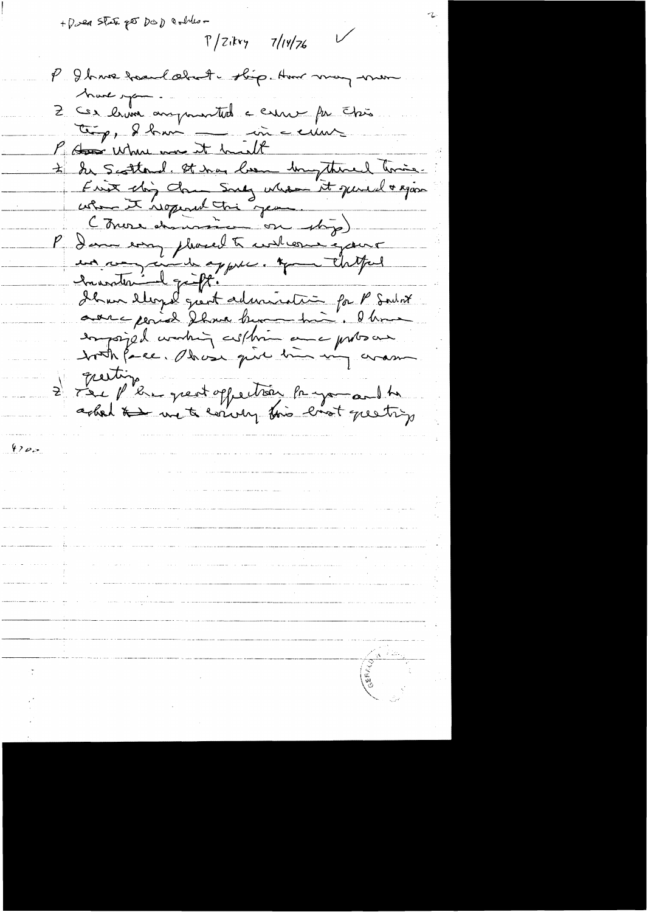+Dora State got DoD cables –

P/Zikry 7/14/76 ✓

P I have heard about ship. How many men have you.

Z Ca. Crew augmented a crew for this trip, I have — in a crew

P Where was it built

Z In Scotland. It has been lengthened twice. First thing chan Suez when it opened & again when it reopened this year.

(More discussion on ships)

P I am very pleased to welcome you in very much apprec. your thoughtful bicentennial gift.

I have developed great admiration for P Sadat over a period I have known him. I have enjoyed working w/him in a pursuit for peace. Please give him my warm greetings

Z The P has great affection for you and he asked me to convey this last greeting

4:20